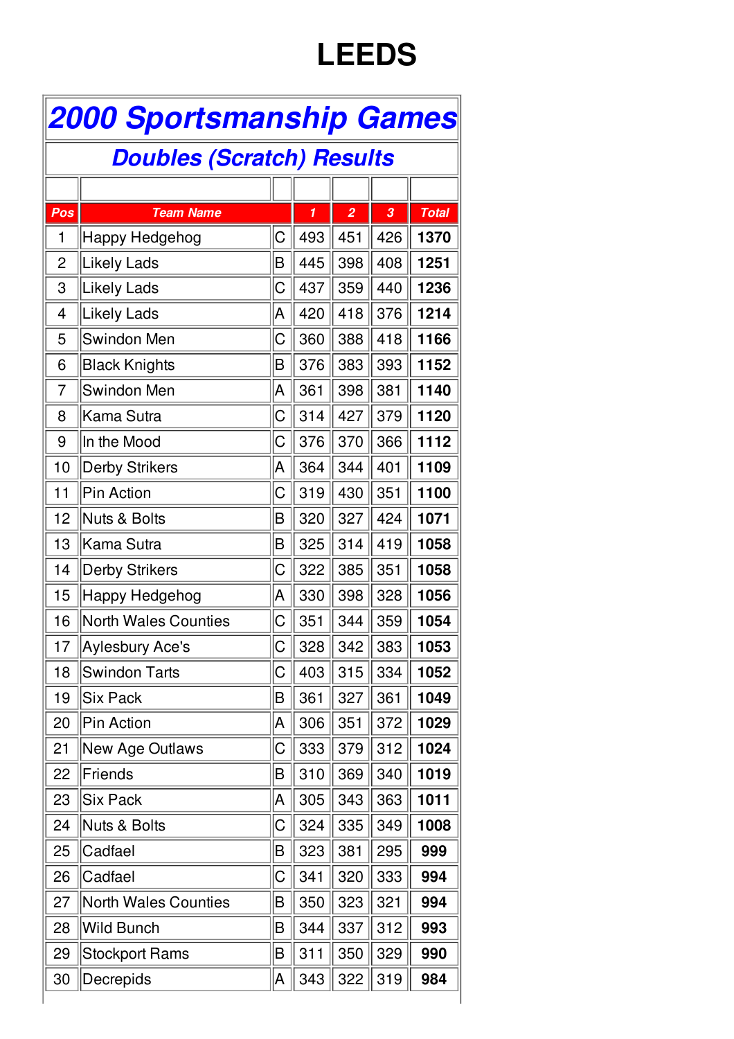# LEEDS

## *2000 Sportsmanship Games*

### *Doubles (Scratch) Results*

| Pos | Team Name | | 1 | 2 | 3 | Total |
|---|---|---|---|---|---|---|
| 1 | Happy Hedgehog | C | 493 | 451 | 426 | **1370** |
| 2 | Likely Lads | B | 445 | 398 | 408 | **1251** |
| 3 | Likely Lads | C | 437 | 359 | 440 | **1236** |
| 4 | Likely Lads | A | 420 | 418 | 376 | **1214** |
| 5 | Swindon Men | C | 360 | 388 | 418 | **1166** |
| 6 | Black Knights | B | 376 | 383 | 393 | **1152** |
| 7 | Swindon Men | A | 361 | 398 | 381 | **1140** |
| 8 | Kama Sutra | C | 314 | 427 | 379 | **1120** |
| 9 | In the Mood | C | 376 | 370 | 366 | **1112** |
| 10 | Derby Strikers | A | 364 | 344 | 401 | **1109** |
| 11 | Pin Action | C | 319 | 430 | 351 | **1100** |
| 12 | Nuts & Bolts | B | 320 | 327 | 424 | **1071** |
| 13 | Kama Sutra | B | 325 | 314 | 419 | **1058** |
| 14 | Derby Strikers | C | 322 | 385 | 351 | **1058** |
| 15 | Happy Hedgehog | A | 330 | 398 | 328 | **1056** |
| 16 | North Wales Counties | C | 351 | 344 | 359 | **1054** |
| 17 | Aylesbury Ace's | C | 328 | 342 | 383 | **1053** |
| 18 | Swindon Tarts | C | 403 | 315 | 334 | **1052** |
| 19 | Six Pack | B | 361 | 327 | 361 | **1049** |
| 20 | Pin Action | A | 306 | 351 | 372 | **1029** |
| 21 | New Age Outlaws | C | 333 | 379 | 312 | **1024** |
| 22 | Friends | B | 310 | 369 | 340 | **1019** |
| 23 | Six Pack | A | 305 | 343 | 363 | **1011** |
| 24 | Nuts & Bolts | C | 324 | 335 | 349 | **1008** |
| 25 | Cadfael | B | 323 | 381 | 295 | **999** |
| 26 | Cadfael | C | 341 | 320 | 333 | **994** |
| 27 | North Wales Counties | B | 350 | 323 | 321 | **994** |
| 28 | Wild Bunch | B | 344 | 337 | 312 | **993** |
| 29 | Stockport Rams | B | 311 | 350 | 329 | **990** |
| 30 | Decrepids | A | 343 | 322 | 319 | **984** |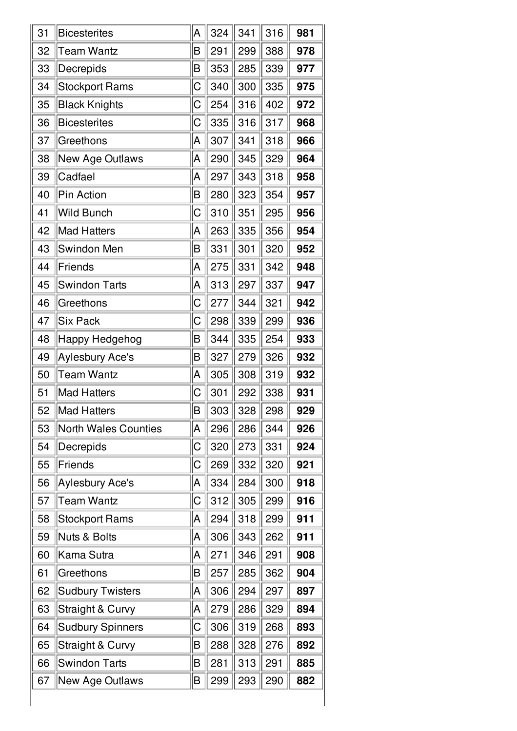| | | | | | | |
|---|---|---|---|---|---|---|
| 31 | Bicesterites | A | 324 | 341 | 316 | **981** |
| 32 | Team Wantz | B | 291 | 299 | 388 | **978** |
| 33 | Decrepids | B | 353 | 285 | 339 | **977** |
| 34 | Stockport Rams | C | 340 | 300 | 335 | **975** |
| 35 | Black Knights | C | 254 | 316 | 402 | **972** |
| 36 | Bicesterites | C | 335 | 316 | 317 | **968** |
| 37 | Greethons | A | 307 | 341 | 318 | **966** |
| 38 | New Age Outlaws | A | 290 | 345 | 329 | **964** |
| 39 | Cadfael | A | 297 | 343 | 318 | **958** |
| 40 | Pin Action | B | 280 | 323 | 354 | **957** |
| 41 | Wild Bunch | C | 310 | 351 | 295 | **956** |
| 42 | Mad Hatters | A | 263 | 335 | 356 | **954** |
| 43 | Swindon Men | B | 331 | 301 | 320 | **952** |
| 44 | Friends | A | 275 | 331 | 342 | **948** |
| 45 | Swindon Tarts | A | 313 | 297 | 337 | **947** |
| 46 | Greethons | C | 277 | 344 | 321 | **942** |
| 47 | Six Pack | C | 298 | 339 | 299 | **936** |
| 48 | Happy Hedgehog | B | 344 | 335 | 254 | **933** |
| 49 | Aylesbury Ace's | B | 327 | 279 | 326 | **932** |
| 50 | Team Wantz | A | 305 | 308 | 319 | **932** |
| 51 | Mad Hatters | C | 301 | 292 | 338 | **931** |
| 52 | Mad Hatters | B | 303 | 328 | 298 | **929** |
| 53 | North Wales Counties | A | 296 | 286 | 344 | **926** |
| 54 | Decrepids | C | 320 | 273 | 331 | **924** |
| 55 | Friends | C | 269 | 332 | 320 | **921** |
| 56 | Aylesbury Ace's | A | 334 | 284 | 300 | **918** |
| 57 | Team Wantz | C | 312 | 305 | 299 | **916** |
| 58 | Stockport Rams | A | 294 | 318 | 299 | **911** |
| 59 | Nuts & Bolts | A | 306 | 343 | 262 | **911** |
| 60 | Kama Sutra | A | 271 | 346 | 291 | **908** |
| 61 | Greethons | B | 257 | 285 | 362 | **904** |
| 62 | Sudbury Twisters | A | 306 | 294 | 297 | **897** |
| 63 | Straight & Curvy | A | 279 | 286 | 329 | **894** |
| 64 | Sudbury Spinners | C | 306 | 319 | 268 | **893** |
| 65 | Straight & Curvy | B | 288 | 328 | 276 | **892** |
| 66 | Swindon Tarts | B | 281 | 313 | 291 | **885** |
| 67 | New Age Outlaws | B | 299 | 293 | 290 | **882** |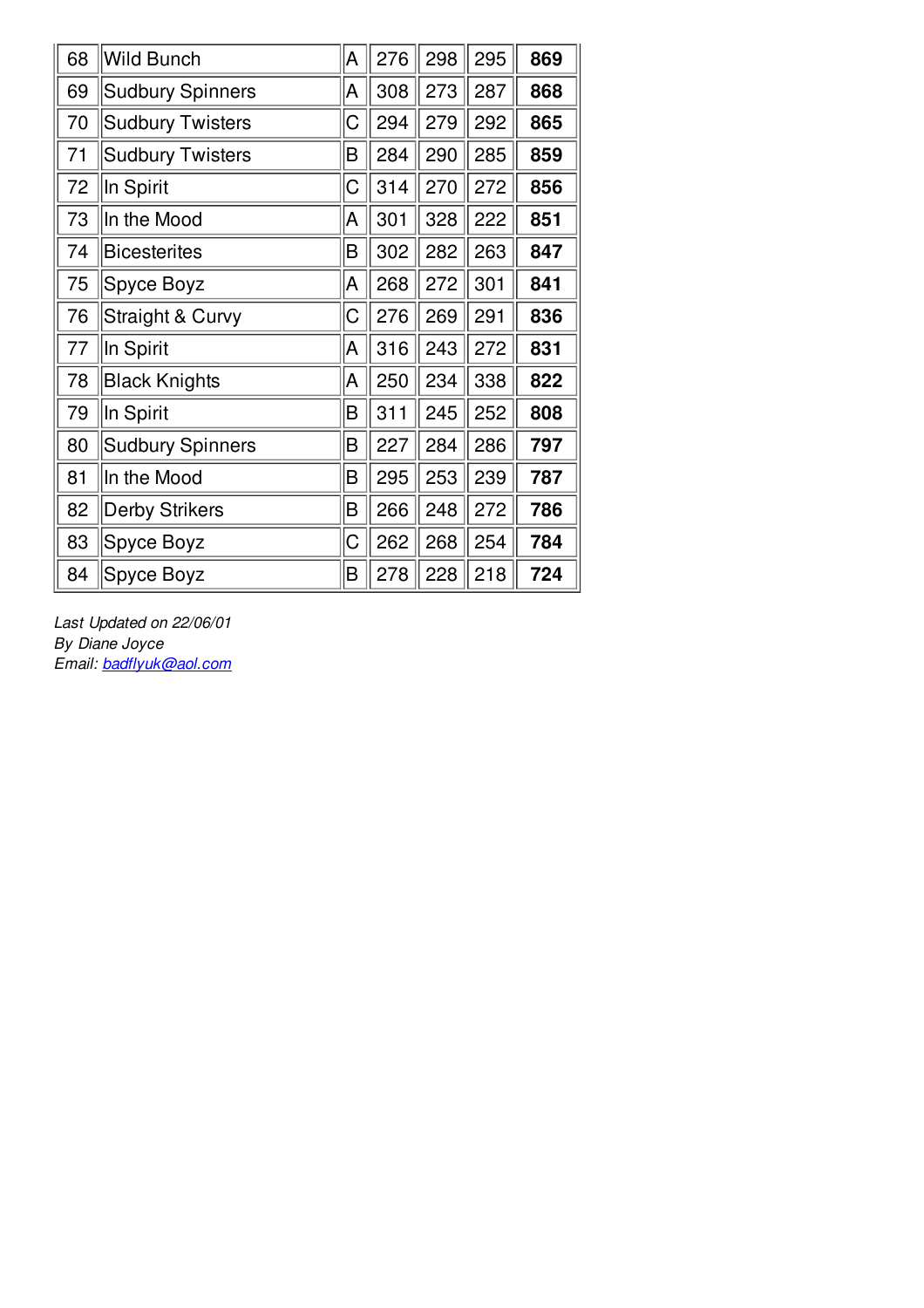| | | | | | | |
|---|---|---|---|---|---|---|
| 68 | Wild Bunch | A | 276 | 298 | 295 | **869** |
| 69 | Sudbury Spinners | A | 308 | 273 | 287 | **868** |
| 70 | Sudbury Twisters | C | 294 | 279 | 292 | **865** |
| 71 | Sudbury Twisters | B | 284 | 290 | 285 | **859** |
| 72 | In Spirit | C | 314 | 270 | 272 | **856** |
| 73 | In the Mood | A | 301 | 328 | 222 | **851** |
| 74 | Bicesterites | B | 302 | 282 | 263 | **847** |
| 75 | Spyce Boyz | A | 268 | 272 | 301 | **841** |
| 76 | Straight & Curvy | C | 276 | 269 | 291 | **836** |
| 77 | In Spirit | A | 316 | 243 | 272 | **831** |
| 78 | Black Knights | A | 250 | 234 | 338 | **822** |
| 79 | In Spirit | B | 311 | 245 | 252 | **808** |
| 80 | Sudbury Spinners | B | 227 | 284 | 286 | **797** |
| 81 | In the Mood | B | 295 | 253 | 239 | **787** |
| 82 | Derby Strikers | B | 266 | 248 | 272 | **786** |
| 83 | Spyce Boyz | C | 262 | 268 | 254 | **784** |
| 84 | Spyce Boyz | B | 278 | 228 | 218 | **724** |

*Last Updated on 22/06/01*
*By Diane Joyce*
*Email: badflyuk@aol.com*